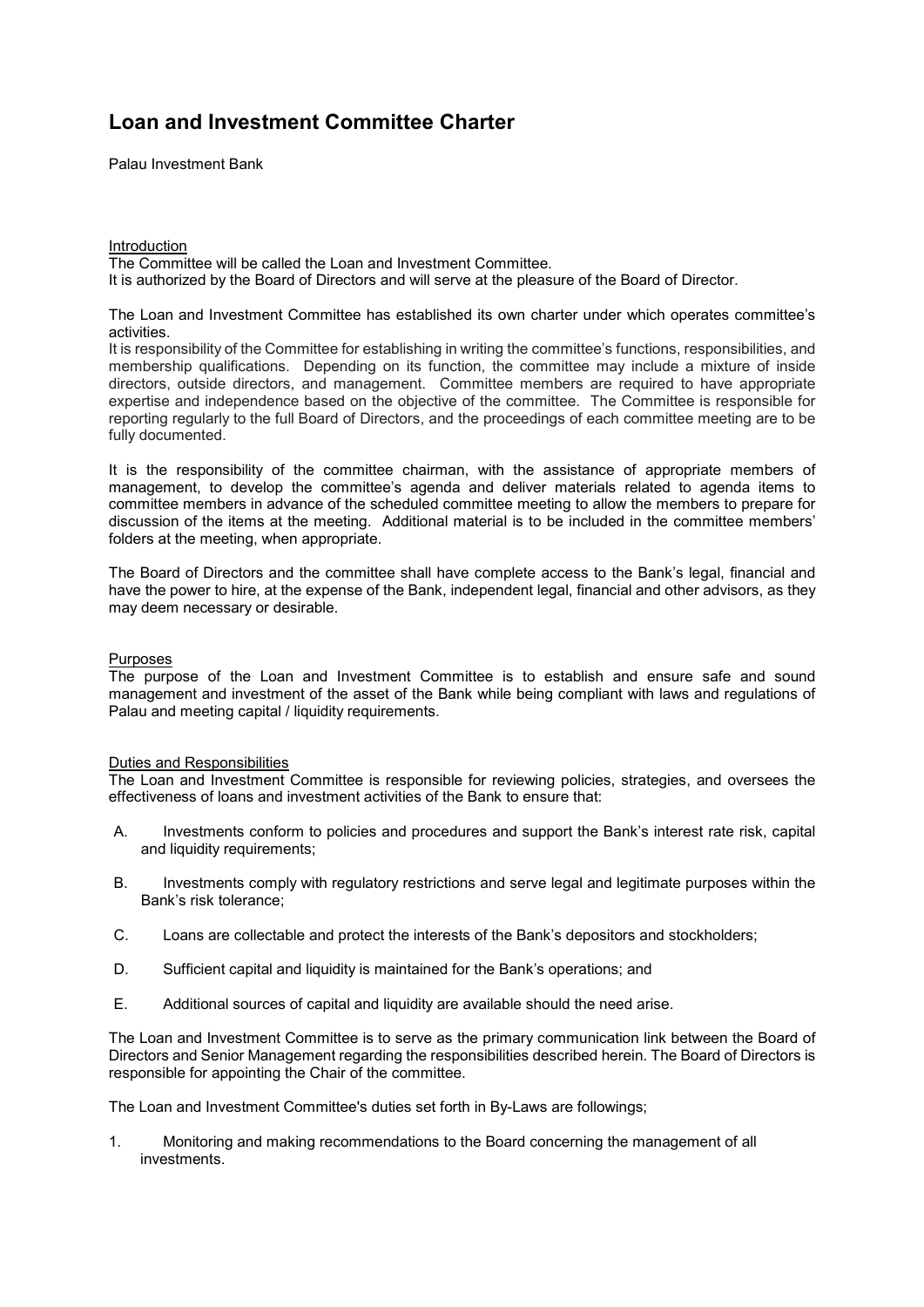# Loan and Investment Committee Charter

Palau Investment Bank

<u>Introduction</u>

The Committee will be called the Loan and Investment Committee.
It is authorized by the Board of Directors and will serve at the pleasure of the Board of Director.

The Loan and Investment Committee has established its own charter under which operates committee's activities.
It is responsibility of the Committee for establishing in writing the committee's functions, responsibilities, and membership qualifications. Depending on its function, the committee may include a mixture of inside directors, outside directors, and management. Committee members are required to have appropriate expertise and independence based on the objective of the committee. The Committee is responsible for reporting regularly to the full Board of Directors, and the proceedings of each committee meeting are to be fully documented.

It is the responsibility of the committee chairman, with the assistance of appropriate members of management, to develop the committee's agenda and deliver materials related to agenda items to committee members in advance of the scheduled committee meeting to allow the members to prepare for discussion of the items at the meeting. Additional material is to be included in the committee members' folders at the meeting, when appropriate.

The Board of Directors and the committee shall have complete access to the Bank's legal, financial and have the power to hire, at the expense of the Bank, independent legal, financial and other advisors, as they may deem necessary or desirable.

<u>Purposes</u>

The purpose of the Loan and Investment Committee is to establish and ensure safe and sound management and investment of the asset of the Bank while being compliant with laws and regulations of Palau and meeting capital / liquidity requirements.

<u>Duties and Responsibilities</u>

The Loan and Investment Committee is responsible for reviewing policies, strategies, and oversees the effectiveness of loans and investment activities of the Bank to ensure that:

A. Investments conform to policies and procedures and support the Bank's interest rate risk, capital and liquidity requirements;

B. Investments comply with regulatory restrictions and serve legal and legitimate purposes within the Bank's risk tolerance;

C. Loans are collectable and protect the interests of the Bank's depositors and stockholders;

D. Sufficient capital and liquidity is maintained for the Bank's operations; and

E. Additional sources of capital and liquidity are available should the need arise.

The Loan and Investment Committee is to serve as the primary communication link between the Board of Directors and Senior Management regarding the responsibilities described herein. The Board of Directors is responsible for appointing the Chair of the committee.

The Loan and Investment Committee's duties set forth in By-Laws are followings;

1. Monitoring and making recommendations to the Board concerning the management of all investments.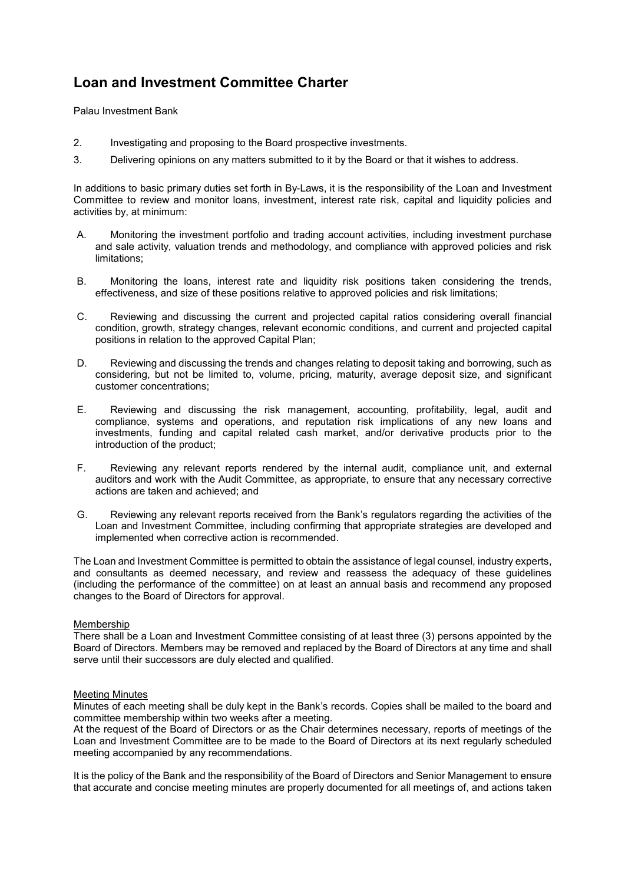# Loan and Investment Committee Charter

Palau Investment Bank

2. Investigating and proposing to the Board prospective investments.
3. Delivering opinions on any matters submitted to it by the Board or that it wishes to address.

In additions to basic primary duties set forth in By-Laws, it is the responsibility of the Loan and Investment Committee to review and monitor loans, investment, interest rate risk, capital and liquidity policies and activities by, at minimum:

A. Monitoring the investment portfolio and trading account activities, including investment purchase and sale activity, valuation trends and methodology, and compliance with approved policies and risk limitations;

B. Monitoring the loans, interest rate and liquidity risk positions taken considering the trends, effectiveness, and size of these positions relative to approved policies and risk limitations;

C. Reviewing and discussing the current and projected capital ratios considering overall financial condition, growth, strategy changes, relevant economic conditions, and current and projected capital positions in relation to the approved Capital Plan;

D. Reviewing and discussing the trends and changes relating to deposit taking and borrowing, such as considering, but not be limited to, volume, pricing, maturity, average deposit size, and significant customer concentrations;

E. Reviewing and discussing the risk management, accounting, profitability, legal, audit and compliance, systems and operations, and reputation risk implications of any new loans and investments, funding and capital related cash market, and/or derivative products prior to the introduction of the product;

F. Reviewing any relevant reports rendered by the internal audit, compliance unit, and external auditors and work with the Audit Committee, as appropriate, to ensure that any necessary corrective actions are taken and achieved; and

G. Reviewing any relevant reports received from the Bank's regulators regarding the activities of the Loan and Investment Committee, including confirming that appropriate strategies are developed and implemented when corrective action is recommended.

The Loan and Investment Committee is permitted to obtain the assistance of legal counsel, industry experts, and consultants as deemed necessary, and review and reassess the adequacy of these guidelines (including the performance of the committee) on at least an annual basis and recommend any proposed changes to the Board of Directors for approval.

<u>Membership</u>

There shall be a Loan and Investment Committee consisting of at least three (3) persons appointed by the Board of Directors. Members may be removed and replaced by the Board of Directors at any time and shall serve until their successors are duly elected and qualified.

<u>Meeting Minutes</u>

Minutes of each meeting shall be duly kept in the Bank's records. Copies shall be mailed to the board and committee membership within two weeks after a meeting.

At the request of the Board of Directors or as the Chair determines necessary, reports of meetings of the Loan and Investment Committee are to be made to the Board of Directors at its next regularly scheduled meeting accompanied by any recommendations.

It is the policy of the Bank and the responsibility of the Board of Directors and Senior Management to ensure that accurate and concise meeting minutes are properly documented for all meetings of, and actions taken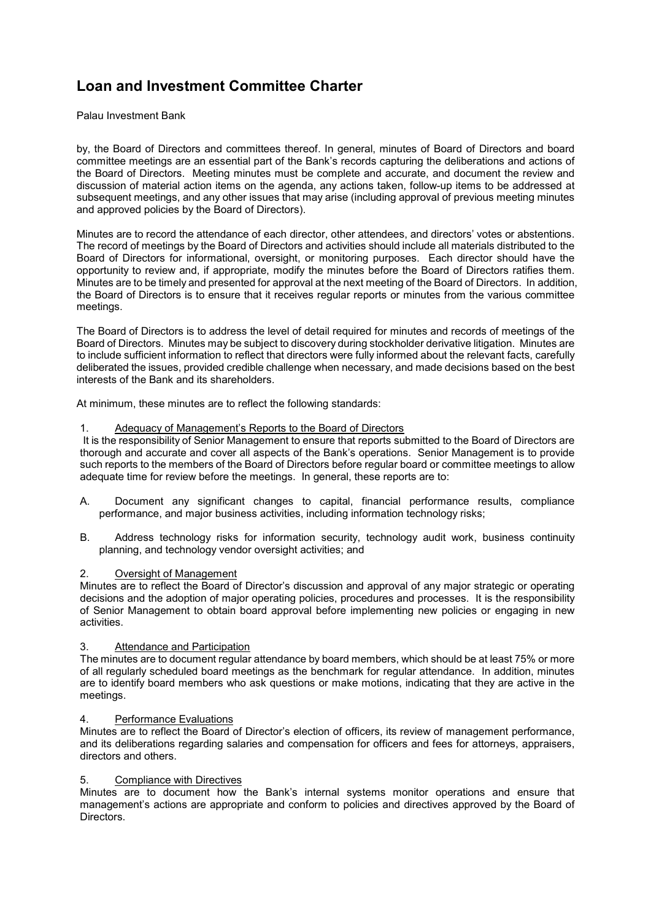by, the Board of Directors and committees thereof. In general, minutes of Board of Directors and board committee meetings are an essential part of the Bank's records capturing the deliberations and actions of the Board of Directors. Meeting minutes must be complete and accurate, and document the review and discussion of material action items on the agenda, any actions taken, follow-up items to be addressed at subsequent meetings, and any other issues that may arise (including approval of previous meeting minutes and approved policies by the Board of Directors).

Minutes are to record the attendance of each director, other attendees, and directors' votes or abstentions. The record of meetings by the Board of Directors and activities should include all materials distributed to the Board of Directors for informational, oversight, or monitoring purposes. Each director should have the opportunity to review and, if appropriate, modify the minutes before the Board of Directors ratifies them. Minutes are to be timely and presented for approval at the next meeting of the Board of Directors. In addition, the Board of Directors is to ensure that it receives regular reports or minutes from the various committee meetings.

The Board of Directors is to address the level of detail required for minutes and records of meetings of the Board of Directors. Minutes may be subject to discovery during stockholder derivative litigation. Minutes are to include sufficient information to reflect that directors were fully informed about the relevant facts, carefully deliberated the issues, provided credible challenge when necessary, and made decisions based on the best interests of the Bank and its shareholders.

At minimum, these minutes are to reflect the following standards:

1. <u>Adequacy of Management's Reports to the Board of Directors</u>

It is the responsibility of Senior Management to ensure that reports submitted to the Board of Directors are thorough and accurate and cover all aspects of the Bank's operations. Senior Management is to provide such reports to the members of the Board of Directors before regular board or committee meetings to allow adequate time for review before the meetings. In general, these reports are to:

A. Document any significant changes to capital, financial performance results, compliance performance, and major business activities, including information technology risks;

B. Address technology risks for information security, technology audit work, business continuity planning, and technology vendor oversight activities; and

2. <u>Oversight of Management</u>

Minutes are to reflect the Board of Director's discussion and approval of any major strategic or operating decisions and the adoption of major operating policies, procedures and processes. It is the responsibility of Senior Management to obtain board approval before implementing new policies or engaging in new activities.

3. <u>Attendance and Participation</u>

The minutes are to document regular attendance by board members, which should be at least 75% or more of all regularly scheduled board meetings as the benchmark for regular attendance. In addition, minutes are to identify board members who ask questions or make motions, indicating that they are active in the meetings.

4. <u>Performance Evaluations</u>

Minutes are to reflect the Board of Director's election of officers, its review of management performance, and its deliberations regarding salaries and compensation for officers and fees for attorneys, appraisers, directors and others.

5. <u>Compliance with Directives</u>

Minutes are to document how the Bank's internal systems monitor operations and ensure that management's actions are appropriate and conform to policies and directives approved by the Board of Directors.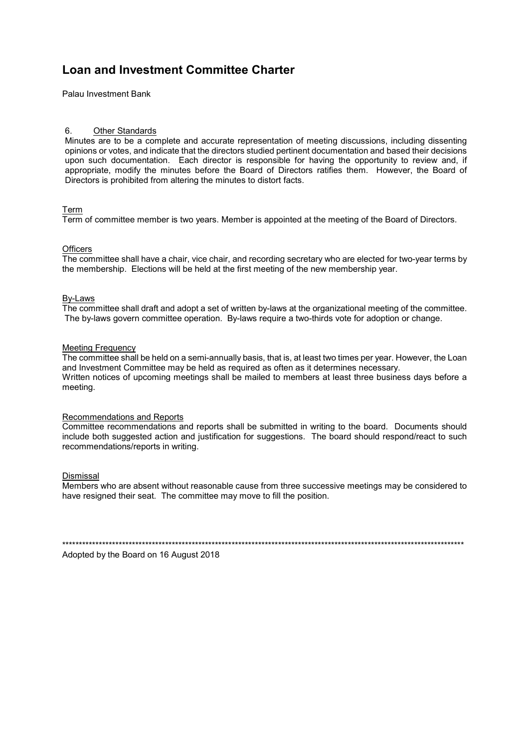# Loan and Investment Committee Charter

Palau Investment Bank

6. Other Standards

Minutes are to be a complete and accurate representation of meeting discussions, including dissenting opinions or votes, and indicate that the directors studied pertinent documentation and based their decisions upon such documentation. Each director is responsible for having the opportunity to review and, if appropriate, modify the minutes before the Board of Directors ratifies them. However, the Board of Directors is prohibited from altering the minutes to distort facts.

Term

Term of committee member is two years. Member is appointed at the meeting of the Board of Directors.

Officers

The committee shall have a chair, vice chair, and recording secretary who are elected for two-year terms by the membership. Elections will be held at the first meeting of the new membership year.

By-Laws

The committee shall draft and adopt a set of written by-laws at the organizational meeting of the committee. The by-laws govern committee operation. By-laws require a two-thirds vote for adoption or change.

Meeting Frequency

The committee shall be held on a semi-annually basis, that is, at least two times per year. However, the Loan and Investment Committee may be held as required as often as it determines necessary.
Written notices of upcoming meetings shall be mailed to members at least three business days before a meeting.

Recommendations and Reports

Committee recommendations and reports shall be submitted in writing to the board. Documents should include both suggested action and justification for suggestions. The board should respond/react to such recommendations/reports in writing.

Dismissal

Members who are absent without reasonable cause from three successive meetings may be considered to have resigned their seat. The committee may move to fill the position.

**************************************************************************************************************************

Adopted by the Board on 16 August 2018